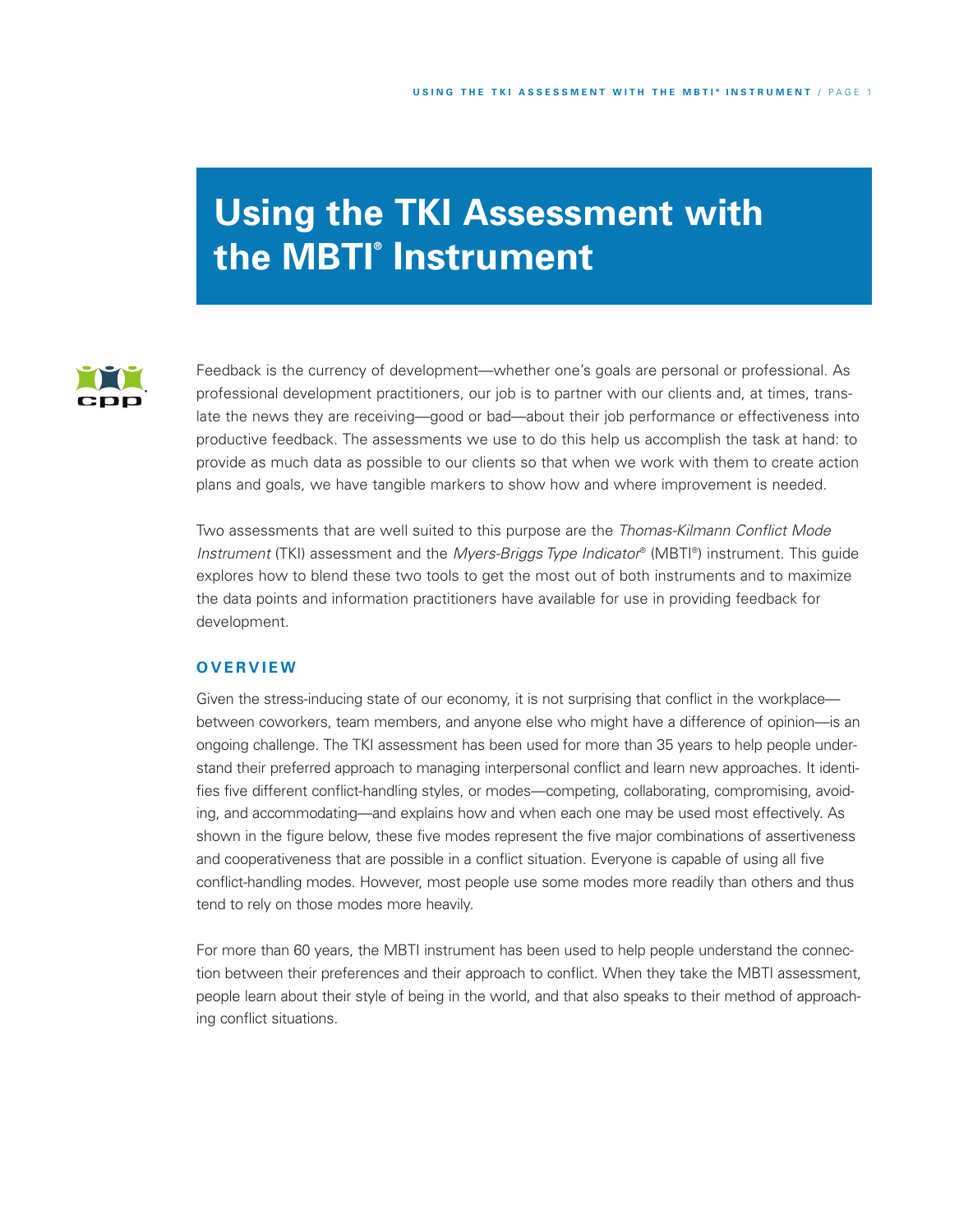# Using the TKI Assessment with the MBTI® Instrument

Feedback is the currency of development—whether one's goals are personal or professional. As professional development practitioners, our job is to partner with our clients and, at times, translate the news they are receiving—good or bad—about their job performance or effectiveness into productive feedback. The assessments we use to do this help us accomplish the task at hand: to provide as much data as possible to our clients so that when we work with them to create action plans and goals, we have tangible markers to show how and where improvement is needed.

Two assessments that are well suited to this purpose are the *Thomas-Kilmann Conflict Mode Instrument* (TKI) assessment and the *Myers-Briggs Type Indicator*® (MBTI®) instrument. This guide explores how to blend these two tools to get the most out of both instruments and to maximize the data points and information practitioners have available for use in providing feedback for development.

## OVERVIEW

Given the stress-inducing state of our economy, it is not surprising that conflict in the workplace—between coworkers, team members, and anyone else who might have a difference of opinion—is an ongoing challenge. The TKI assessment has been used for more than 35 years to help people understand their preferred approach to managing interpersonal conflict and learn new approaches. It identifies five different conflict-handling styles, or modes—competing, collaborating, compromising, avoiding, and accommodating—and explains how and when each one may be used most effectively. As shown in the figure below, these five modes represent the five major combinations of assertiveness and cooperativeness that are possible in a conflict situation. Everyone is capable of using all five conflict-handling modes. However, most people use some modes more readily than others and thus tend to rely on those modes more heavily.

For more than 60 years, the MBTI instrument has been used to help people understand the connection between their preferences and their approach to conflict. When they take the MBTI assessment, people learn about their style of being in the world, and that also speaks to their method of approaching conflict situations.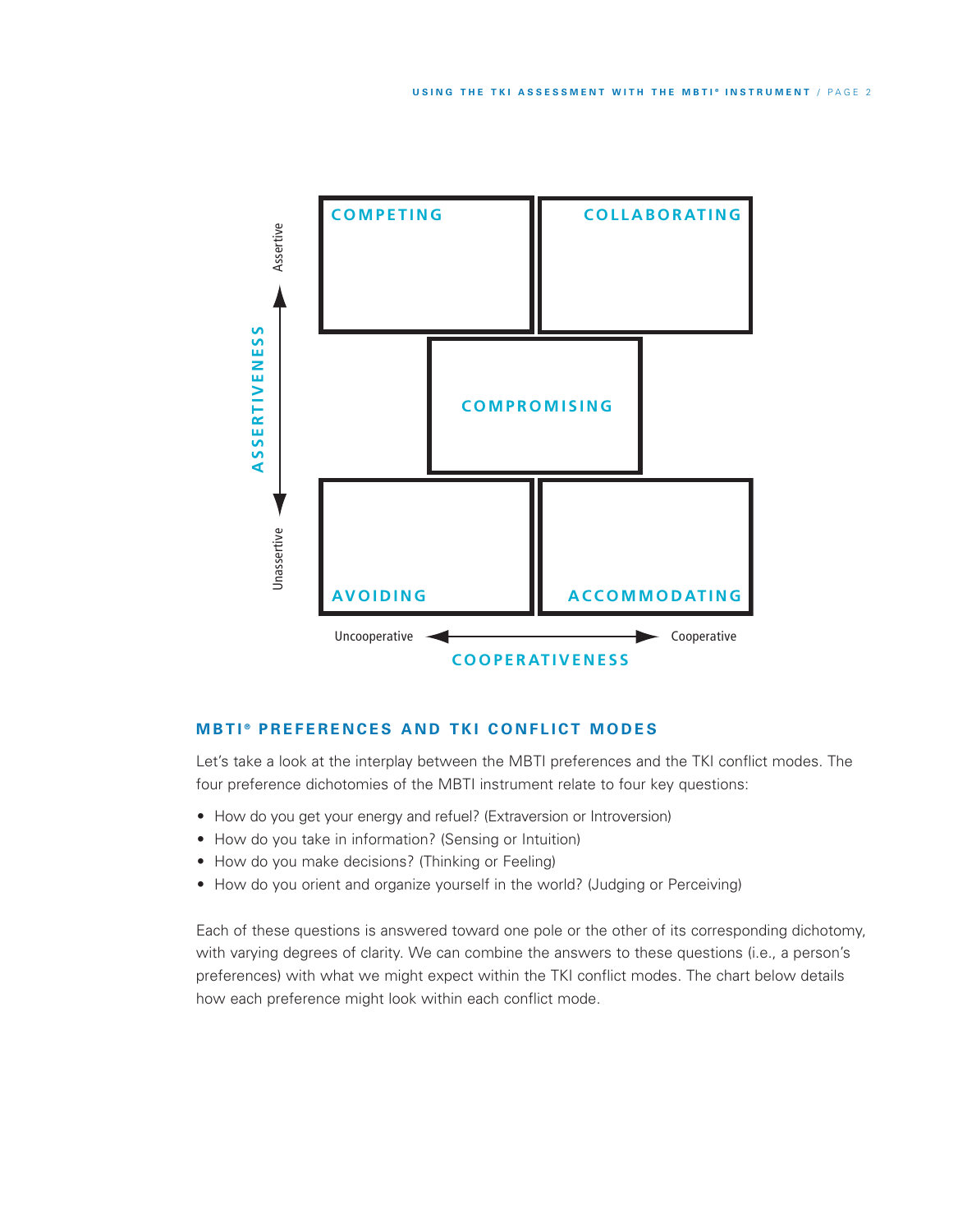| | COMPETING | | COLLABORATING |
|---|---|---|---|
| | | COMPROMISING | |
| | AVOIDING | | ACCOMMODATING |

ASSERTIVENESS: Assertive ↔ Unassertive

COOPERATIVENESS: Uncooperative ↔ Cooperative

## MBTI® PREFERENCES AND TKI CONFLICT MODES

Let's take a look at the interplay between the MBTI preferences and the TKI conflict modes. The four preference dichotomies of the MBTI instrument relate to four key questions:

- How do you get your energy and refuel? (Extraversion or Introversion)
- How do you take in information? (Sensing or Intuition)
- How do you make decisions? (Thinking or Feeling)
- How do you orient and organize yourself in the world? (Judging or Perceiving)

Each of these questions is answered toward one pole or the other of its corresponding dichotomy, with varying degrees of clarity. We can combine the answers to these questions (i.e., a person's preferences) with what we might expect within the TKI conflict modes. The chart below details how each preference might look within each conflict mode.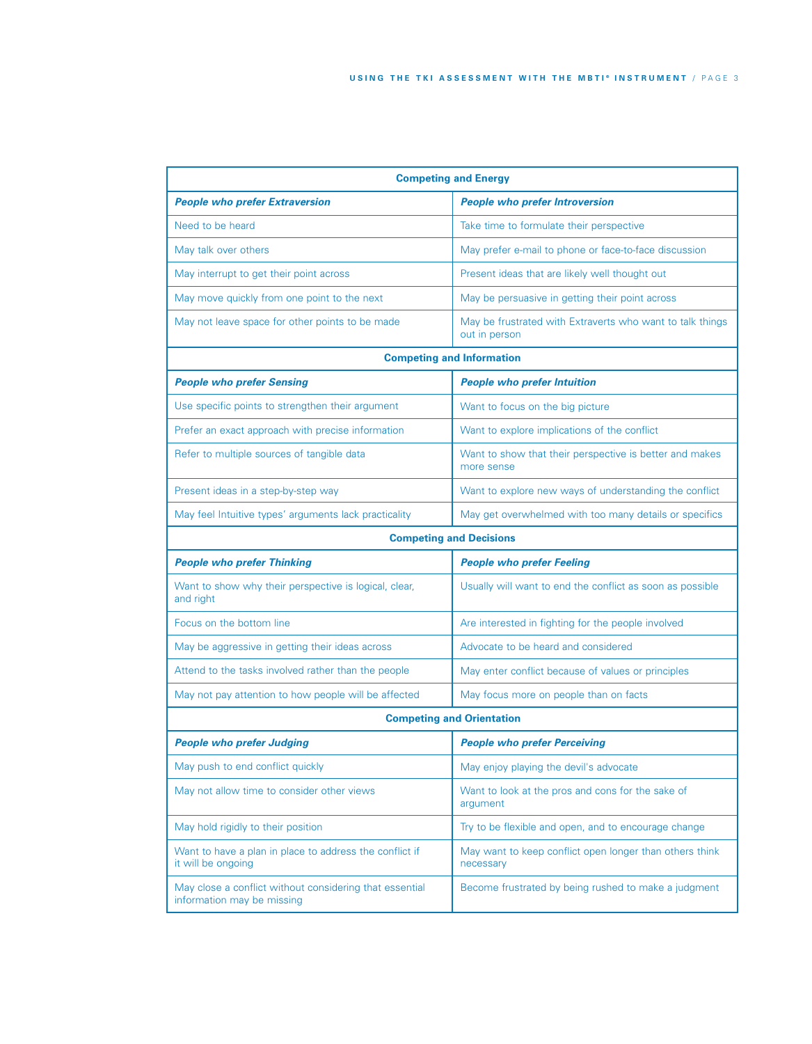| Competing and Energy | |
|---|---|
| ***People who prefer Extraversion*** | ***People who prefer Introversion*** |
| Need to be heard | Take time to formulate their perspective |
| May talk over others | May prefer e-mail to phone or face-to-face discussion |
| May interrupt to get their point across | Present ideas that are likely well thought out |
| May move quickly from one point to the next | May be persuasive in getting their point across |
| May not leave space for other points to be made | May be frustrated with Extraverts who want to talk things out in person |
| **Competing and Information** | |
| ***People who prefer Sensing*** | ***People who prefer Intuition*** |
| Use specific points to strengthen their argument | Want to focus on the big picture |
| Prefer an exact approach with precise information | Want to explore implications of the conflict |
| Refer to multiple sources of tangible data | Want to show that their perspective is better and makes more sense |
| Present ideas in a step-by-step way | Want to explore new ways of understanding the conflict |
| May feel Intuitive types' arguments lack practicality | May get overwhelmed with too many details or specifics |
| **Competing and Decisions** | |
| ***People who prefer Thinking*** | ***People who prefer Feeling*** |
| Want to show why their perspective is logical, clear, and right | Usually will want to end the conflict as soon as possible |
| Focus on the bottom line | Are interested in fighting for the people involved |
| May be aggressive in getting their ideas across | Advocate to be heard and considered |
| Attend to the tasks involved rather than the people | May enter conflict because of values or principles |
| May not pay attention to how people will be affected | May focus more on people than on facts |
| **Competing and Orientation** | |
| ***People who prefer Judging*** | ***People who prefer Perceiving*** |
| May push to end conflict quickly | May enjoy playing the devil's advocate |
| May not allow time to consider other views | Want to look at the pros and cons for the sake of argument |
| May hold rigidly to their position | Try to be flexible and open, and to encourage change |
| Want to have a plan in place to address the conflict if it will be ongoing | May want to keep conflict open longer than others think necessary |
| May close a conflict without considering that essential information may be missing | Become frustrated by being rushed to make a judgment |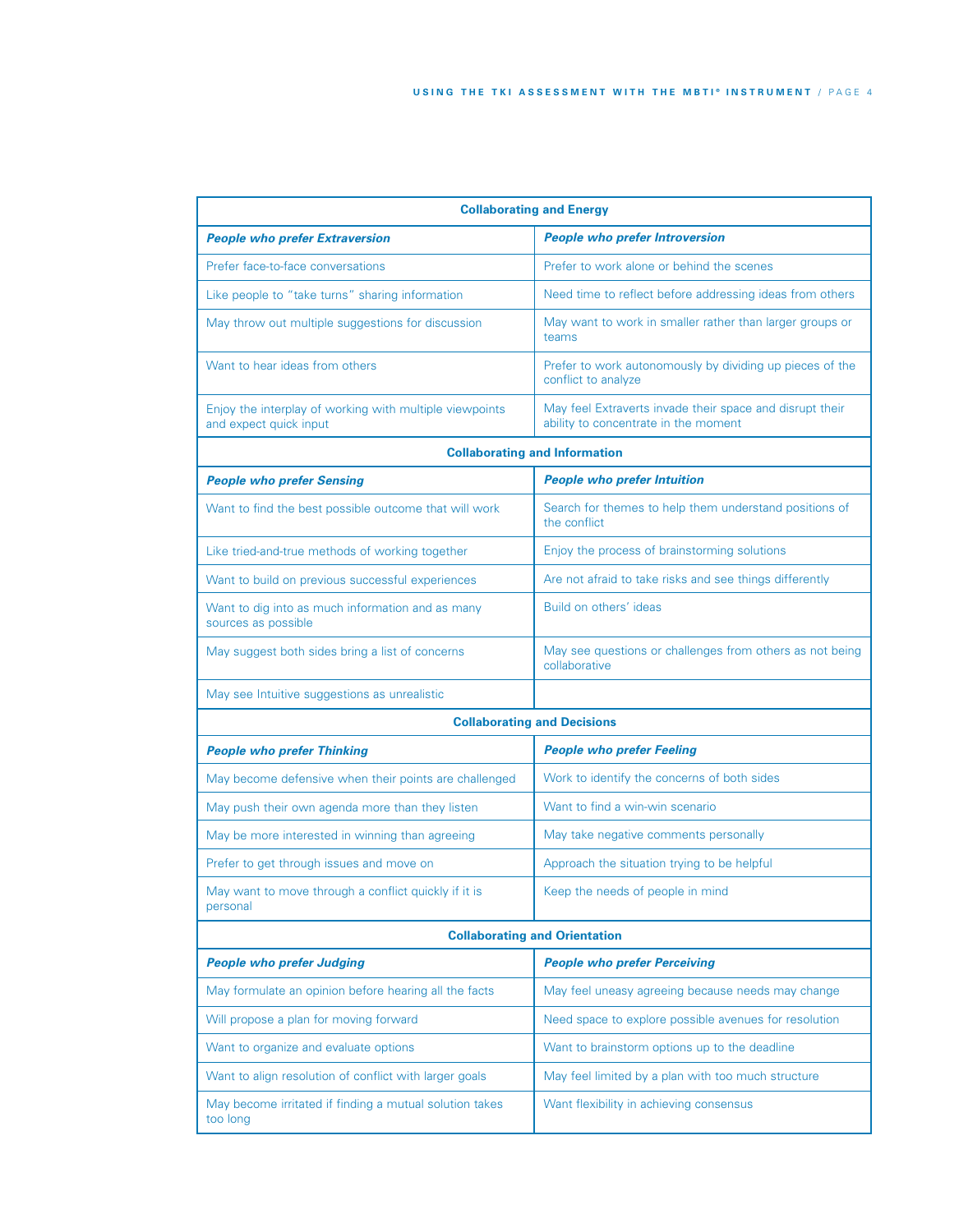| **Collaborating and Energy** | |
|---|---|
| ***People who prefer Extraversion*** | ***People who prefer Introversion*** |
| Prefer face-to-face conversations | Prefer to work alone or behind the scenes |
| Like people to "take turns" sharing information | Need time to reflect before addressing ideas from others |
| May throw out multiple suggestions for discussion | May want to work in smaller rather than larger groups or teams |
| Want to hear ideas from others | Prefer to work autonomously by dividing up pieces of the conflict to analyze |
| Enjoy the interplay of working with multiple viewpoints and expect quick input | May feel Extraverts invade their space and disrupt their ability to concentrate in the moment |

| **Collaborating and Information** | |
|---|---|
| ***People who prefer Sensing*** | ***People who prefer Intuition*** |
| Want to find the best possible outcome that will work | Search for themes to help them understand positions of the conflict |
| Like tried-and-true methods of working together | Enjoy the process of brainstorming solutions |
| Want to build on previous successful experiences | Are not afraid to take risks and see things differently |
| Want to dig into as much information and as many sources as possible | Build on others' ideas |
| May suggest both sides bring a list of concerns | May see questions or challenges from others as not being collaborative |
| May see Intuitive suggestions as unrealistic | |

| **Collaborating and Decisions** | |
|---|---|
| ***People who prefer Thinking*** | ***People who prefer Feeling*** |
| May become defensive when their points are challenged | Work to identify the concerns of both sides |
| May push their own agenda more than they listen | Want to find a win-win scenario |
| May be more interested in winning than agreeing | May take negative comments personally |
| Prefer to get through issues and move on | Approach the situation trying to be helpful |
| May want to move through a conflict quickly if it is personal | Keep the needs of people in mind |

| **Collaborating and Orientation** | |
|---|---|
| ***People who prefer Judging*** | ***People who prefer Perceiving*** |
| May formulate an opinion before hearing all the facts | May feel uneasy agreeing because needs may change |
| Will propose a plan for moving forward | Need space to explore possible avenues for resolution |
| Want to organize and evaluate options | Want to brainstorm options up to the deadline |
| Want to align resolution of conflict with larger goals | May feel limited by a plan with too much structure |
| May become irritated if finding a mutual solution takes too long | Want flexibility in achieving consensus |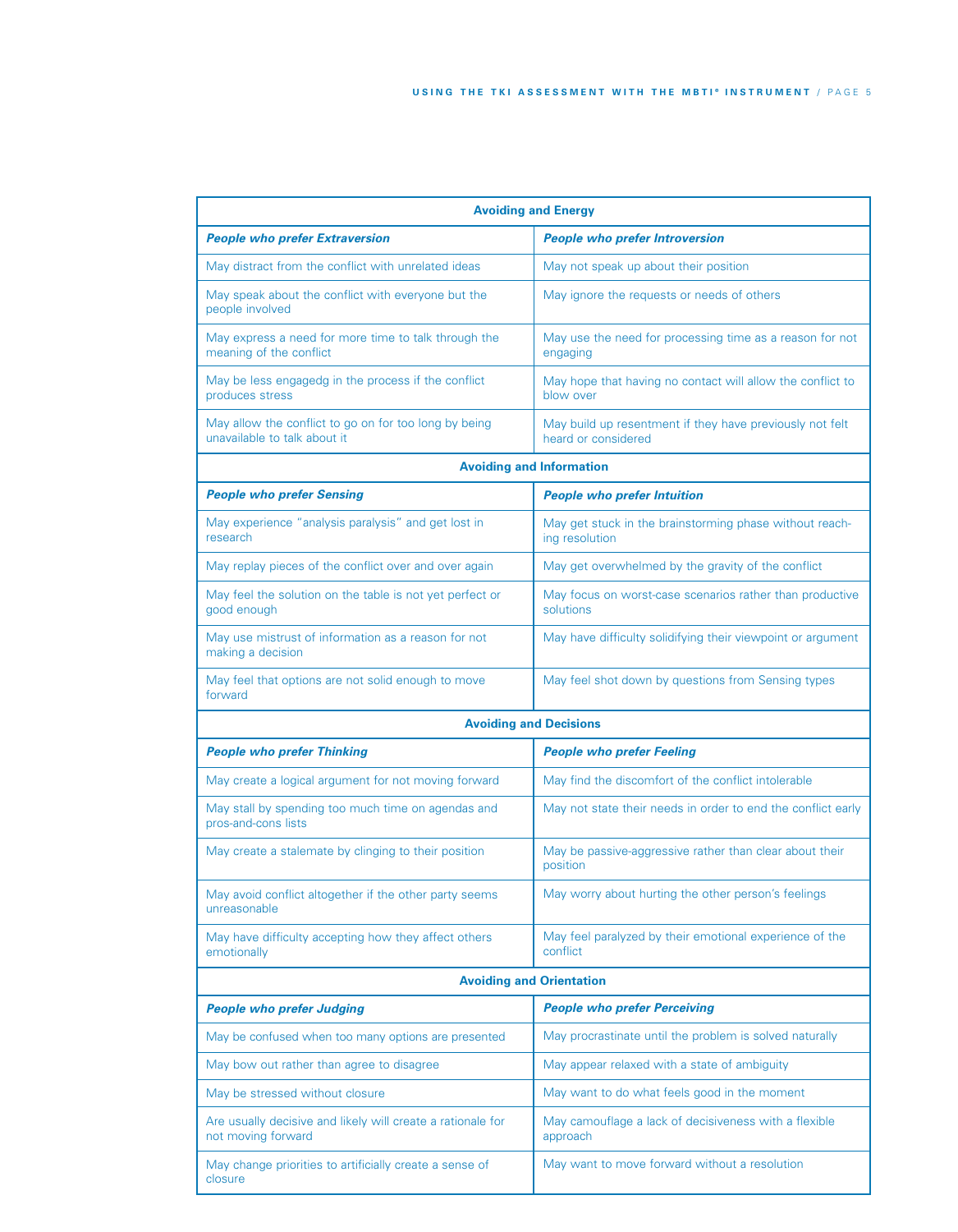| Avoiding and Energy | |
|---|---|
| ***People who prefer Extraversion*** | ***People who prefer Introversion*** |
| May distract from the conflict with unrelated ideas | May not speak up about their position |
| May speak about the conflict with everyone but the people involved | May ignore the requests or needs of others |
| May express a need for more time to talk through the meaning of the conflict | May use the need for processing time as a reason for not engaging |
| May be less engagedg in the process if the conflict produces stress | May hope that having no contact will allow the conflict to blow over |
| May allow the conflict to go on for too long by being unavailable to talk about it | May build up resentment if they have previously not felt heard or considered |

| Avoiding and Information | |
|---|---|
| ***People who prefer Sensing*** | ***People who prefer Intuition*** |
| May experience “analysis paralysis” and get lost in research | May get stuck in the brainstorming phase without reaching resolution |
| May replay pieces of the conflict over and over again | May get overwhelmed by the gravity of the conflict |
| May feel the solution on the table is not yet perfect or good enough | May focus on worst-case scenarios rather than productive solutions |
| May use mistrust of information as a reason for not making a decision | May have difficulty solidifying their viewpoint or argument |
| May feel that options are not solid enough to move forward | May feel shot down by questions from Sensing types |

| Avoiding and Decisions | |
|---|---|
| ***People who prefer Thinking*** | ***People who prefer Feeling*** |
| May create a logical argument for not moving forward | May find the discomfort of the conflict intolerable |
| May stall by spending too much time on agendas and pros-and-cons lists | May not state their needs in order to end the conflict early |
| May create a stalemate by clinging to their position | May be passive-aggressive rather than clear about their position |
| May avoid conflict altogether if the other party seems unreasonable | May worry about hurting the other person’s feelings |
| May have difficulty accepting how they affect others emotionally | May feel paralyzed by their emotional experience of the conflict |

| Avoiding and Orientation | |
|---|---|
| ***People who prefer Judging*** | ***People who prefer Perceiving*** |
| May be confused when too many options are presented | May procrastinate until the problem is solved naturally |
| May bow out rather than agree to disagree | May appear relaxed with a state of ambiguity |
| May be stressed without closure | May want to do what feels good in the moment |
| Are usually decisive and likely will create a rationale for not moving forward | May camouflage a lack of decisiveness with a flexible approach |
| May change priorities to artificially create a sense of closure | May want to move forward without a resolution |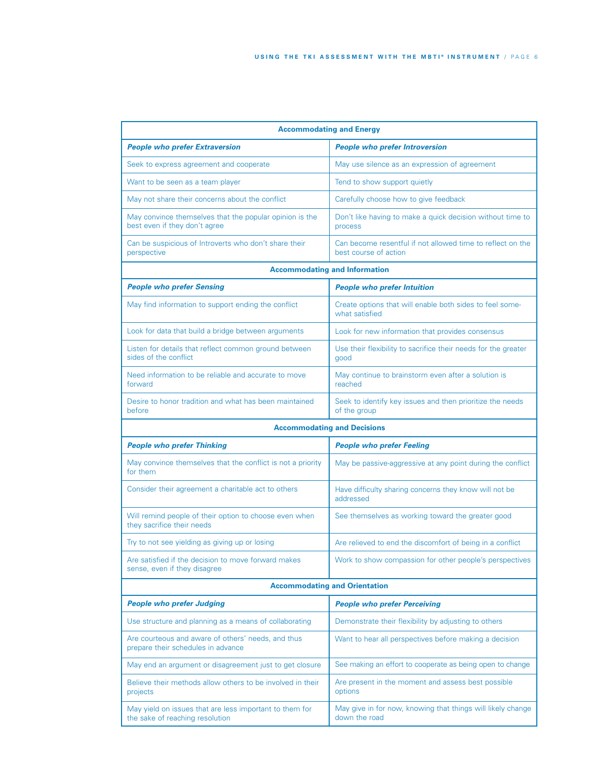| Accommodating and Energy | |
|---|---|
| ***People who prefer Extraversion*** | ***People who prefer Introversion*** |
| Seek to express agreement and cooperate | May use silence as an expression of agreement |
| Want to be seen as a team player | Tend to show support quietly |
| May not share their concerns about the conflict | Carefully choose how to give feedback |
| May convince themselves that the popular opinion is the best even if they don't agree | Don't like having to make a quick decision without time to process |
| Can be suspicious of Introverts who don't share their perspective | Can become resentful if not allowed time to reflect on the best course of action |
| **Accommodating and Information** | |
| ***People who prefer Sensing*** | ***People who prefer Intuition*** |
| May find information to support ending the conflict | Create options that will enable both sides to feel somewhat satisfied |
| Look for data that build a bridge between arguments | Look for new information that provides consensus |
| Listen for details that reflect common ground between sides of the conflict | Use their flexibility to sacrifice their needs for the greater good |
| Need information to be reliable and accurate to move forward | May continue to brainstorm even after a solution is reached |
| Desire to honor tradition and what has been maintained before | Seek to identify key issues and then prioritize the needs of the group |
| **Accommodating and Decisions** | |
| ***People who prefer Thinking*** | ***People who prefer Feeling*** |
| May convince themselves that the conflict is not a priority for them | May be passive-aggressive at any point during the conflict |
| Consider their agreement a charitable act to others | Have difficulty sharing concerns they know will not be addressed |
| Will remind people of their option to choose even when they sacrifice their needs | See themselves as working toward the greater good |
| Try to not see yielding as giving up or losing | Are relieved to end the discomfort of being in a conflict |
| Are satisfied if the decision to move forward makes sense, even if they disagree | Work to show compassion for other people's perspectives |
| **Accommodating and Orientation** | |
| ***People who prefer Judging*** | ***People who prefer Perceiving*** |
| Use structure and planning as a means of collaborating | Demonstrate their flexibility by adjusting to others |
| Are courteous and aware of others' needs, and thus prepare their schedules in advance | Want to hear all perspectives before making a decision |
| May end an argument or disagreement just to get closure | See making an effort to cooperate as being open to change |
| Believe their methods allow others to be involved in their projects | Are present in the moment and assess best possible options |
| May yield on issues that are less important to them for the sake of reaching resolution | May give in for now, knowing that things will likely change down the road |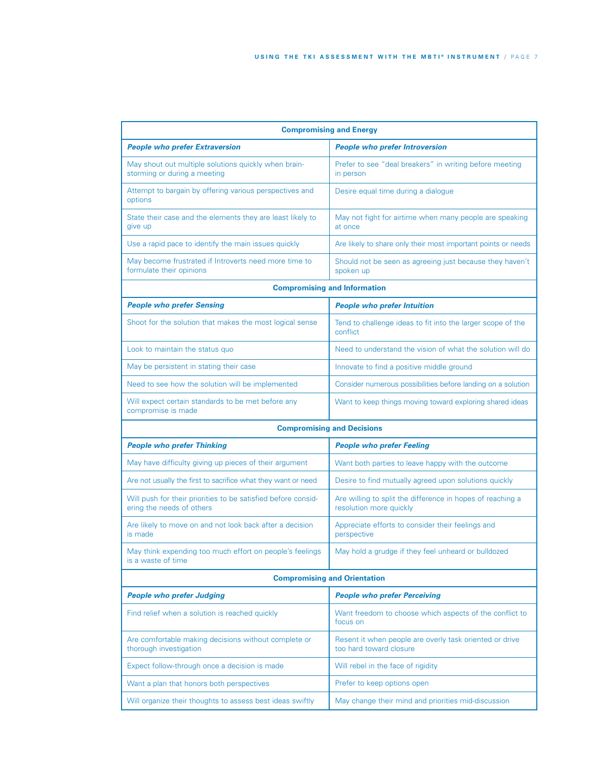| Compromising and Energy | |
|---|---|
| ***People who prefer Extraversion*** | ***People who prefer Introversion*** |
| May shout out multiple solutions quickly when brainstorming or during a meeting | Prefer to see "deal breakers" in writing before meeting in person |
| Attempt to bargain by offering various perspectives and options | Desire equal time during a dialogue |
| State their case and the elements they are least likely to give up | May not fight for airtime when many people are speaking at once |
| Use a rapid pace to identify the main issues quickly | Are likely to share only their most important points or needs |
| May become frustrated if Introverts need more time to formulate their opinions | Should not be seen as agreeing just because they haven't spoken up |
| **Compromising and Information** | |
| ***People who prefer Sensing*** | ***People who prefer Intuition*** |
| Shoot for the solution that makes the most logical sense | Tend to challenge ideas to fit into the larger scope of the conflict |
| Look to maintain the status quo | Need to understand the vision of what the solution will do |
| May be persistent in stating their case | Innovate to find a positive middle ground |
| Need to see how the solution will be implemented | Consider numerous possibilities before landing on a solution |
| Will expect certain standards to be met before any compromise is made | Want to keep things moving toward exploring shared ideas |
| **Compromising and Decisions** | |
| ***People who prefer Thinking*** | ***People who prefer Feeling*** |
| May have difficulty giving up pieces of their argument | Want both parties to leave happy with the outcome |
| Are not usually the first to sacrifice what they want or need | Desire to find mutually agreed upon solutions quickly |
| Will push for their priorities to be satisfied before considering the needs of others | Are willing to split the difference in hopes of reaching a resolution more quickly |
| Are likely to move on and not look back after a decision is made | Appreciate efforts to consider their feelings and perspective |
| May think expending too much effort on people's feelings is a waste of time | May hold a grudge if they feel unheard or bulldozed |
| **Compromising and Orientation** | |
| ***People who prefer Judging*** | ***People who prefer Perceiving*** |
| Find relief when a solution is reached quickly | Want freedom to choose which aspects of the conflict to focus on |
| Are comfortable making decisions without complete or thorough investigation | Resent it when people are overly task oriented or drive too hard toward closure |
| Expect follow-through once a decision is made | Will rebel in the face of rigidity |
| Want a plan that honors both perspectives | Prefer to keep options open |
| Will organize their thoughts to assess best ideas swiftly | May change their mind and priorities mid-discussion |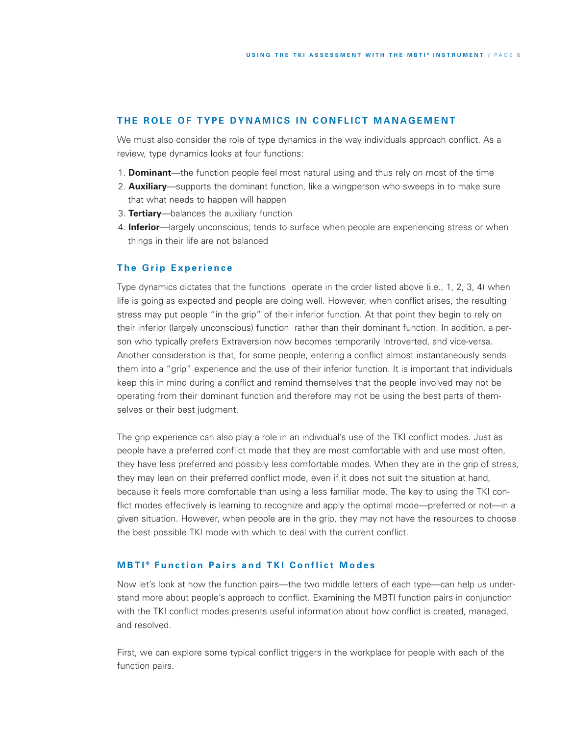## THE ROLE OF TYPE DYNAMICS IN CONFLICT MANAGEMENT

We must also consider the role of type dynamics in the way individuals approach conflict. As a review, type dynamics looks at four functions:

1. **Dominant**—the function people feel most natural using and thus rely on most of the time
2. **Auxiliary**—supports the dominant function, like a wingperson who sweeps in to make sure that what needs to happen will happen
3. **Tertiary**—balances the auxiliary function
4. **Inferior**—largely unconscious; tends to surface when people are experiencing stress or when things in their life are not balanced

### The Grip Experience

Type dynamics dictates that the functions operate in the order listed above (i.e., 1, 2, 3, 4) when life is going as expected and people are doing well. However, when conflict arises, the resulting stress may put people "in the grip" of their inferior function. At that point they begin to rely on their inferior (largely unconscious) function rather than their dominant function. In addition, a person who typically prefers Extraversion now becomes temporarily Introverted, and vice-versa. Another consideration is that, for some people, entering a conflict almost instantaneously sends them into a "grip" experience and the use of their inferior function. It is important that individuals keep this in mind during a conflict and remind themselves that the people involved may not be operating from their dominant function and therefore may not be using the best parts of themselves or their best judgment.

The grip experience can also play a role in an individual's use of the TKI conflict modes. Just as people have a preferred conflict mode that they are most comfortable with and use most often, they have less preferred and possibly less comfortable modes. When they are in the grip of stress, they may lean on their preferred conflict mode, even if it does not suit the situation at hand, because it feels more comfortable than using a less familiar mode. The key to using the TKI conflict modes effectively is learning to recognize and apply the optimal mode—preferred or not—in a given situation. However, when people are in the grip, they may not have the resources to choose the best possible TKI mode with which to deal with the current conflict.

### MBTI® Function Pairs and TKI Conflict Modes

Now let's look at how the function pairs—the two middle letters of each type—can help us understand more about people's approach to conflict. Examining the MBTI function pairs in conjunction with the TKI conflict modes presents useful information about how conflict is created, managed, and resolved.

First, we can explore some typical conflict triggers in the workplace for people with each of the function pairs.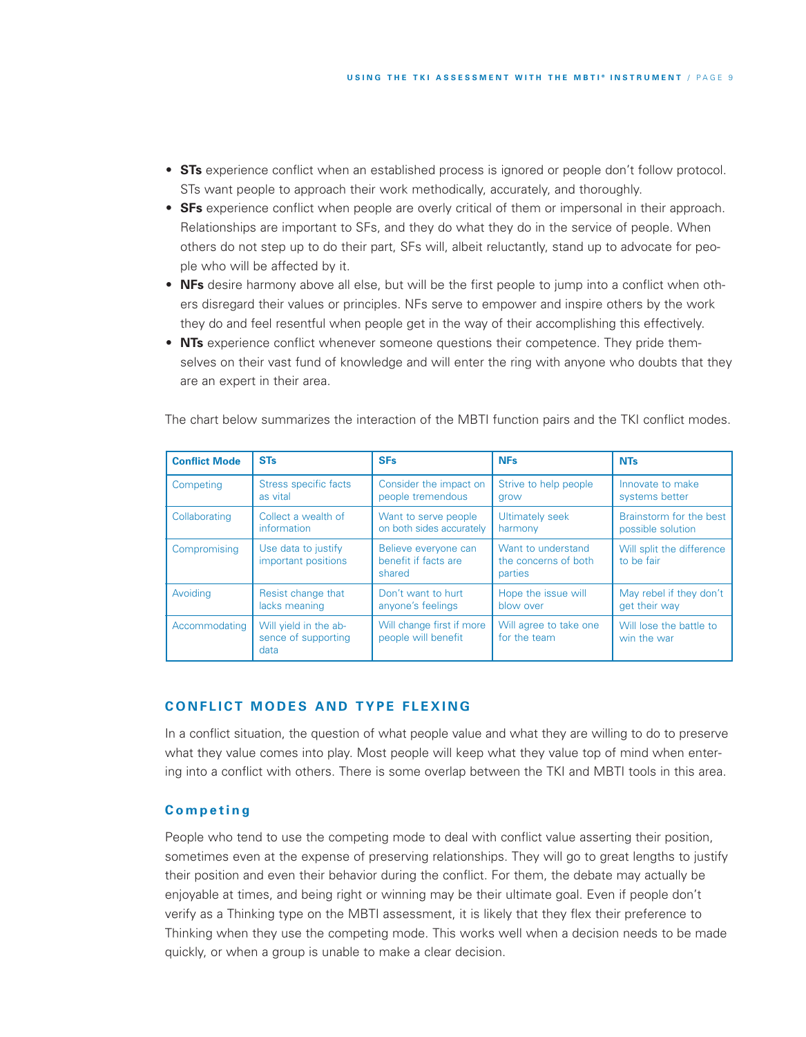- **STs** experience conflict when an established process is ignored or people don't follow protocol. STs want people to approach their work methodically, accurately, and thoroughly.
- **SFs** experience conflict when people are overly critical of them or impersonal in their approach. Relationships are important to SFs, and they do what they do in the service of people. When others do not step up to do their part, SFs will, albeit reluctantly, stand up to advocate for people who will be affected by it.
- **NFs** desire harmony above all else, but will be the first people to jump into a conflict when others disregard their values or principles. NFs serve to empower and inspire others by the work they do and feel resentful when people get in the way of their accomplishing this effectively.
- **NTs** experience conflict whenever someone questions their competence. They pride themselves on their vast fund of knowledge and will enter the ring with anyone who doubts that they are an expert in their area.

The chart below summarizes the interaction of the MBTI function pairs and the TKI conflict modes.

| Conflict Mode | STs | SFs | NFs | NTs |
|---|---|---|---|---|
| Competing | Stress specific facts as vital | Consider the impact on people tremendous | Strive to help people grow | Innovate to make systems better |
| Collaborating | Collect a wealth of information | Want to serve people on both sides accurately | Ultimately seek harmony | Brainstorm for the best possible solution |
| Compromising | Use data to justify important positions | Believe everyone can benefit if facts are shared | Want to understand the concerns of both parties | Will split the difference to be fair |
| Avoiding | Resist change that lacks meaning | Don't want to hurt anyone's feelings | Hope the issue will blow over | May rebel if they don't get their way |
| Accommodating | Will yield in the absence of supporting data | Will change first if more people will benefit | Will agree to take one for the team | Will lose the battle to win the war |

## CONFLICT MODES AND TYPE FLEXING

In a conflict situation, the question of what people value and what they are willing to do to preserve what they value comes into play. Most people will keep what they value top of mind when entering into a conflict with others. There is some overlap between the TKI and MBTI tools in this area.

### Competing

People who tend to use the competing mode to deal with conflict value asserting their position, sometimes even at the expense of preserving relationships. They will go to great lengths to justify their position and even their behavior during the conflict. For them, the debate may actually be enjoyable at times, and being right or winning may be their ultimate goal. Even if people don't verify as a Thinking type on the MBTI assessment, it is likely that they flex their preference to Thinking when they use the competing mode. This works well when a decision needs to be made quickly, or when a group is unable to make a clear decision.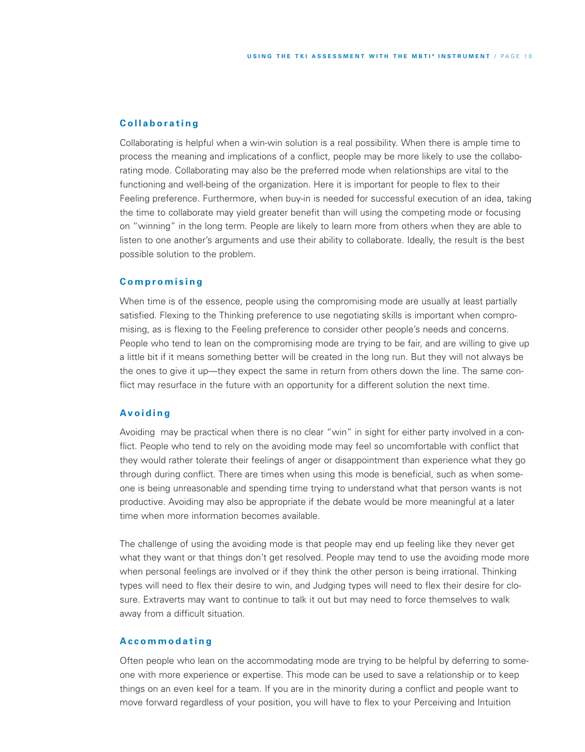### Collaborating

Collaborating is helpful when a win-win solution is a real possibility. When there is ample time to process the meaning and implications of a conflict, people may be more likely to use the collaborating mode. Collaborating may also be the preferred mode when relationships are vital to the functioning and well-being of the organization. Here it is important for people to flex to their Feeling preference. Furthermore, when buy-in is needed for successful execution of an idea, taking the time to collaborate may yield greater benefit than will using the competing mode or focusing on "winning" in the long term. People are likely to learn more from others when they are able to listen to one another's arguments and use their ability to collaborate. Ideally, the result is the best possible solution to the problem.

### Compromising

When time is of the essence, people using the compromising mode are usually at least partially satisfied. Flexing to the Thinking preference to use negotiating skills is important when compromising, as is flexing to the Feeling preference to consider other people's needs and concerns. People who tend to lean on the compromising mode are trying to be fair, and are willing to give up a little bit if it means something better will be created in the long run. But they will not always be the ones to give it up—they expect the same in return from others down the line. The same conflict may resurface in the future with an opportunity for a different solution the next time.

### Avoiding

Avoiding may be practical when there is no clear "win" in sight for either party involved in a conflict. People who tend to rely on the avoiding mode may feel so uncomfortable with conflict that they would rather tolerate their feelings of anger or disappointment than experience what they go through during conflict. There are times when using this mode is beneficial, such as when someone is being unreasonable and spending time trying to understand what that person wants is not productive. Avoiding may also be appropriate if the debate would be more meaningful at a later time when more information becomes available.

The challenge of using the avoiding mode is that people may end up feeling like they never get what they want or that things don't get resolved. People may tend to use the avoiding mode more when personal feelings are involved or if they think the other person is being irrational. Thinking types will need to flex their desire to win, and Judging types will need to flex their desire for closure. Extraverts may want to continue to talk it out but may need to force themselves to walk away from a difficult situation.

### Accommodating

Often people who lean on the accommodating mode are trying to be helpful by deferring to someone with more experience or expertise. This mode can be used to save a relationship or to keep things on an even keel for a team. If you are in the minority during a conflict and people want to move forward regardless of your position, you will have to flex to your Perceiving and Intuition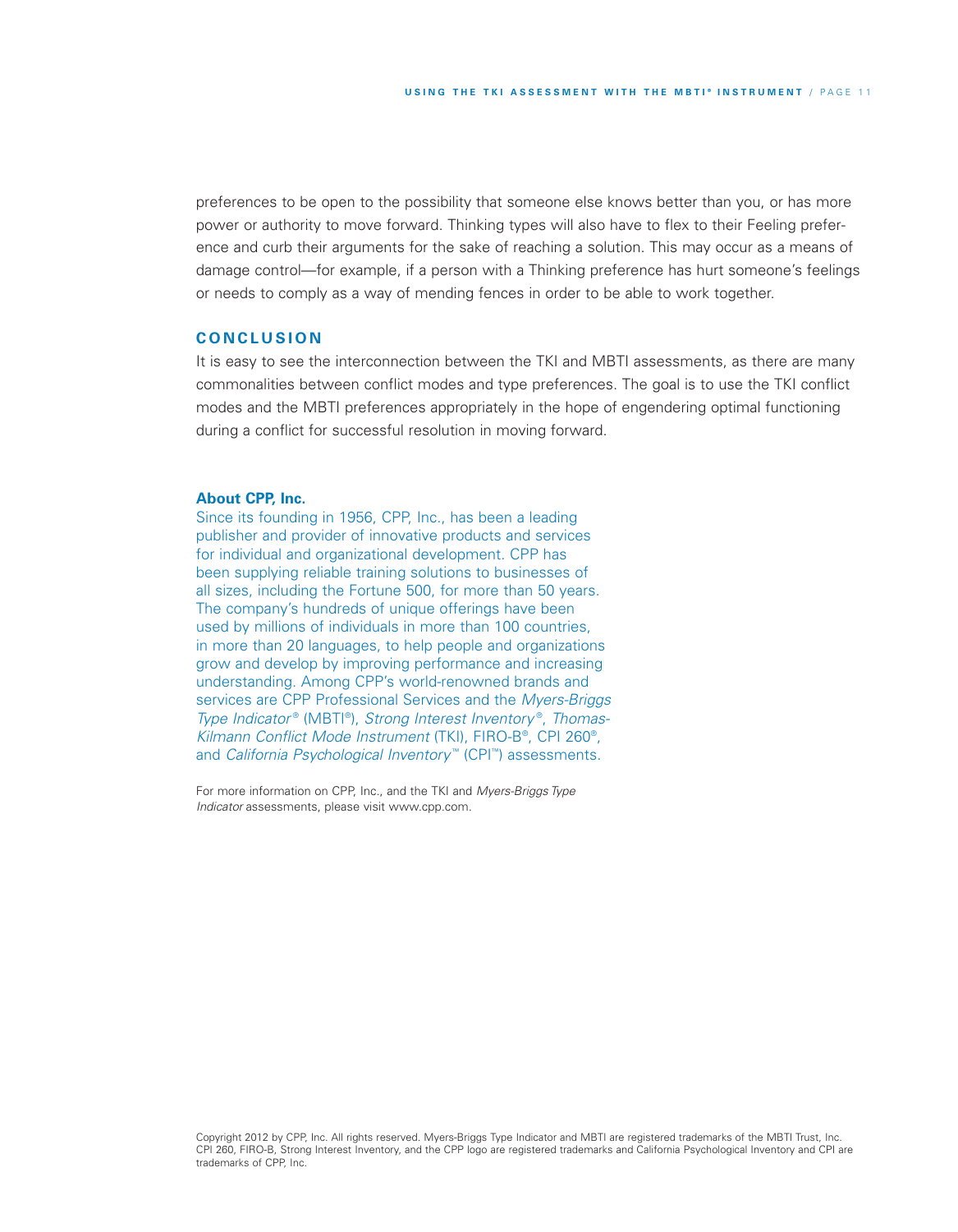preferences to be open to the possibility that someone else knows better than you, or has more power or authority to move forward. Thinking types will also have to flex to their Feeling preference and curb their arguments for the sake of reaching a solution. This may occur as a means of damage control—for example, if a person with a Thinking preference has hurt someone's feelings or needs to comply as a way of mending fences in order to be able to work together.

## CONCLUSION

It is easy to see the interconnection between the TKI and MBTI assessments, as there are many commonalities between conflict modes and type preferences. The goal is to use the TKI conflict modes and the MBTI preferences appropriately in the hope of engendering optimal functioning during a conflict for successful resolution in moving forward.

### About CPP, Inc.

Since its founding in 1956, CPP, Inc., has been a leading publisher and provider of innovative products and services for individual and organizational development. CPP has been supplying reliable training solutions to businesses of all sizes, including the Fortune 500, for more than 50 years. The company's hundreds of unique offerings have been used by millions of individuals in more than 100 countries, in more than 20 languages, to help people and organizations grow and develop by improving performance and increasing understanding. Among CPP's world-renowned brands and services are CPP Professional Services and the *Myers-Briggs Type Indicator®* (MBTI®), *Strong Interest Inventory®*, *Thomas-Kilmann Conflict Mode Instrument* (TKI), FIRO-B®, CPI 260®, and *California Psychological Inventory™* (CPI™) assessments.

For more information on CPP, Inc., and the TKI and *Myers-Briggs Type Indicator* assessments, please visit www.cpp.com.

Copyright 2012 by CPP, Inc. All rights reserved. Myers-Briggs Type Indicator and MBTI are registered trademarks of the MBTI Trust, Inc. CPI 260, FIRO-B, Strong Interest Inventory, and the CPP logo are registered trademarks and California Psychological Inventory and CPI are trademarks of CPP, Inc.